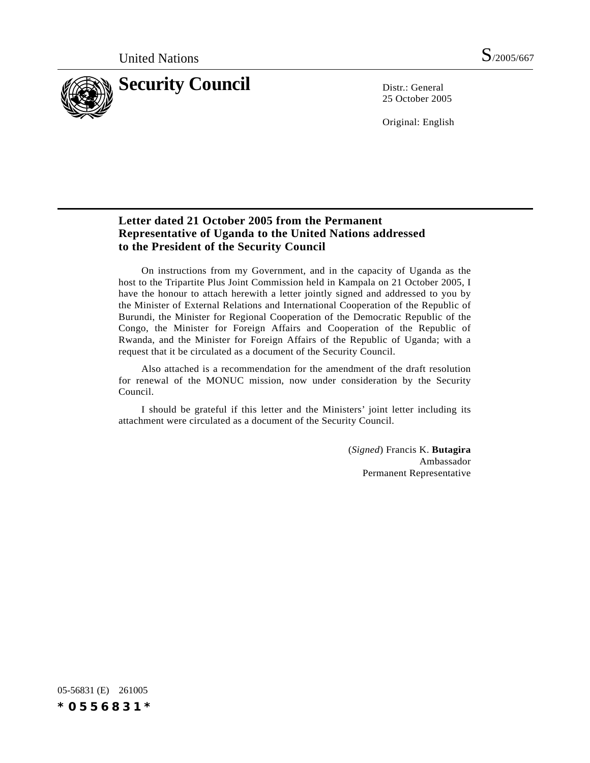United Nations S/2005/667

# Security Council

Distr.: General
25 October 2005

Original: English

## Letter dated 21 October 2005 from the Permanent Representative of Uganda to the United Nations addressed to the President of the Security Council

On instructions from my Government, and in the capacity of Uganda as the host to the Tripartite Plus Joint Commission held in Kampala on 21 October 2005, I have the honour to attach herewith a letter jointly signed and addressed to you by the Minister of External Relations and International Cooperation of the Republic of Burundi, the Minister for Regional Cooperation of the Democratic Republic of the Congo, the Minister for Foreign Affairs and Cooperation of the Republic of Rwanda, and the Minister for Foreign Affairs of the Republic of Uganda; with a request that it be circulated as a document of the Security Council.

Also attached is a recommendation for the amendment of the draft resolution for renewal of the MONUC mission, now under consideration by the Security Council.

I should be grateful if this letter and the Ministers' joint letter including its attachment were circulated as a document of the Security Council.

(*Signed*) Francis K. **Butagira**
Ambassador
Permanent Representative

05-56831 (E) 261005

*0556831*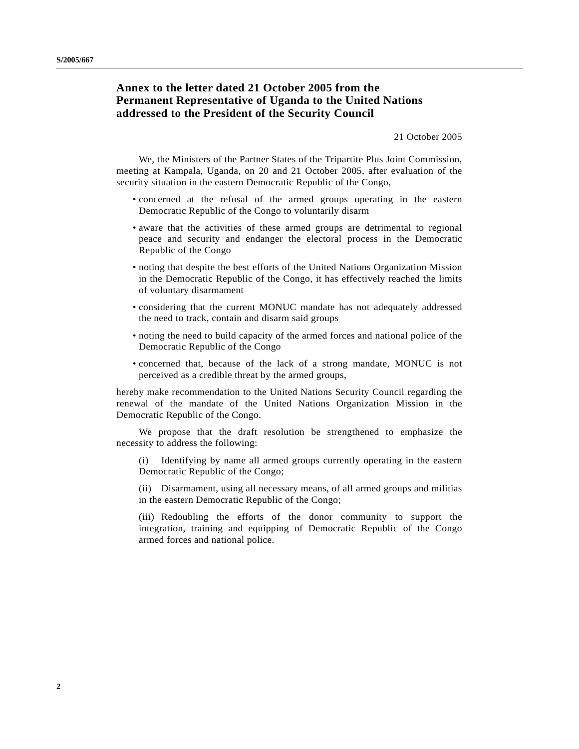# Annex to the letter dated 21 October 2005 from the Permanent Representative of Uganda to the United Nations addressed to the President of the Security Council

21 October 2005

We, the Ministers of the Partner States of the Tripartite Plus Joint Commission, meeting at Kampala, Uganda, on 20 and 21 October 2005, after evaluation of the security situation in the eastern Democratic Republic of the Congo,

- concerned at the refusal of the armed groups operating in the eastern Democratic Republic of the Congo to voluntarily disarm
- aware that the activities of these armed groups are detrimental to regional peace and security and endanger the electoral process in the Democratic Republic of the Congo
- noting that despite the best efforts of the United Nations Organization Mission in the Democratic Republic of the Congo, it has effectively reached the limits of voluntary disarmament
- considering that the current MONUC mandate has not adequately addressed the need to track, contain and disarm said groups
- noting the need to build capacity of the armed forces and national police of the Democratic Republic of the Congo
- concerned that, because of the lack of a strong mandate, MONUC is not perceived as a credible threat by the armed groups,

hereby make recommendation to the United Nations Security Council regarding the renewal of the mandate of the United Nations Organization Mission in the Democratic Republic of the Congo.

We propose that the draft resolution be strengthened to emphasize the necessity to address the following:

(i) Identifying by name all armed groups currently operating in the eastern Democratic Republic of the Congo;

(ii) Disarmament, using all necessary means, of all armed groups and militias in the eastern Democratic Republic of the Congo;

(iii) Redoubling the efforts of the donor community to support the integration, training and equipping of Democratic Republic of the Congo armed forces and national police.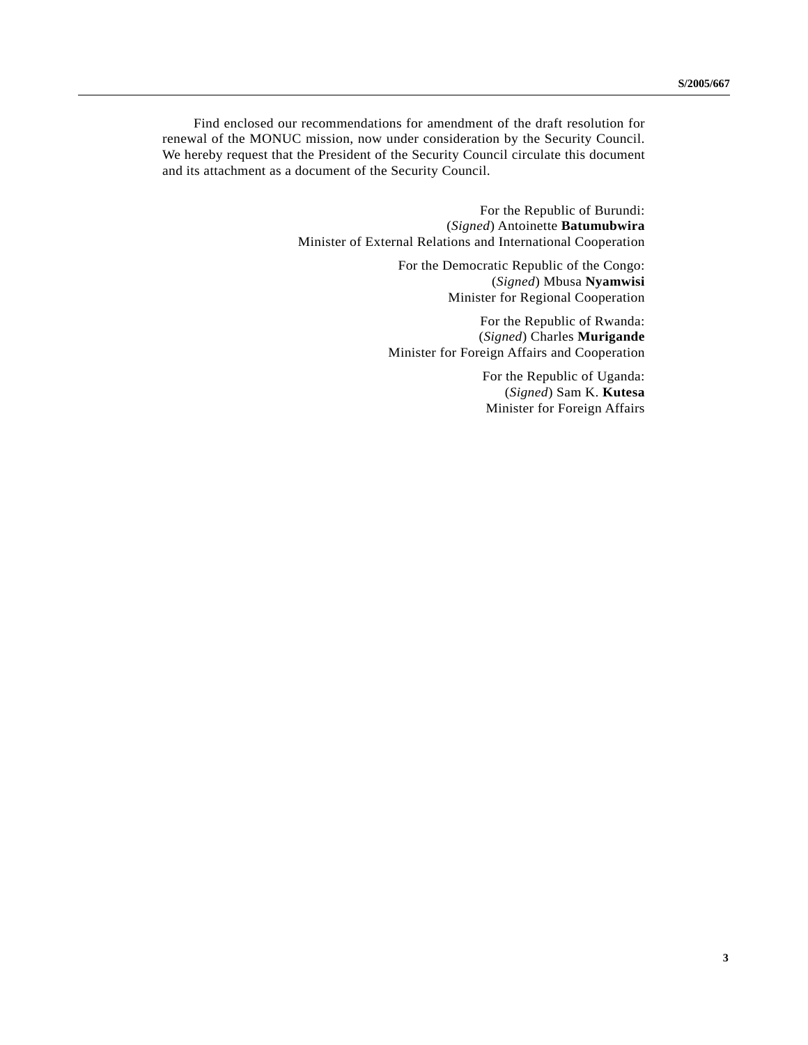Find enclosed our recommendations for amendment of the draft resolution for renewal of the MONUC mission, now under consideration by the Security Council. We hereby request that the President of the Security Council circulate this document and its attachment as a document of the Security Council.

For the Republic of Burundi:
(*Signed*) Antoinette **Batumubwira**
Minister of External Relations and International Cooperation

For the Democratic Republic of the Congo:
(*Signed*) Mbusa **Nyamwisi**
Minister for Regional Cooperation

For the Republic of Rwanda:
(*Signed*) Charles **Murigande**
Minister for Foreign Affairs and Cooperation

For the Republic of Uganda:
(*Signed*) Sam K. **Kutesa**
Minister for Foreign Affairs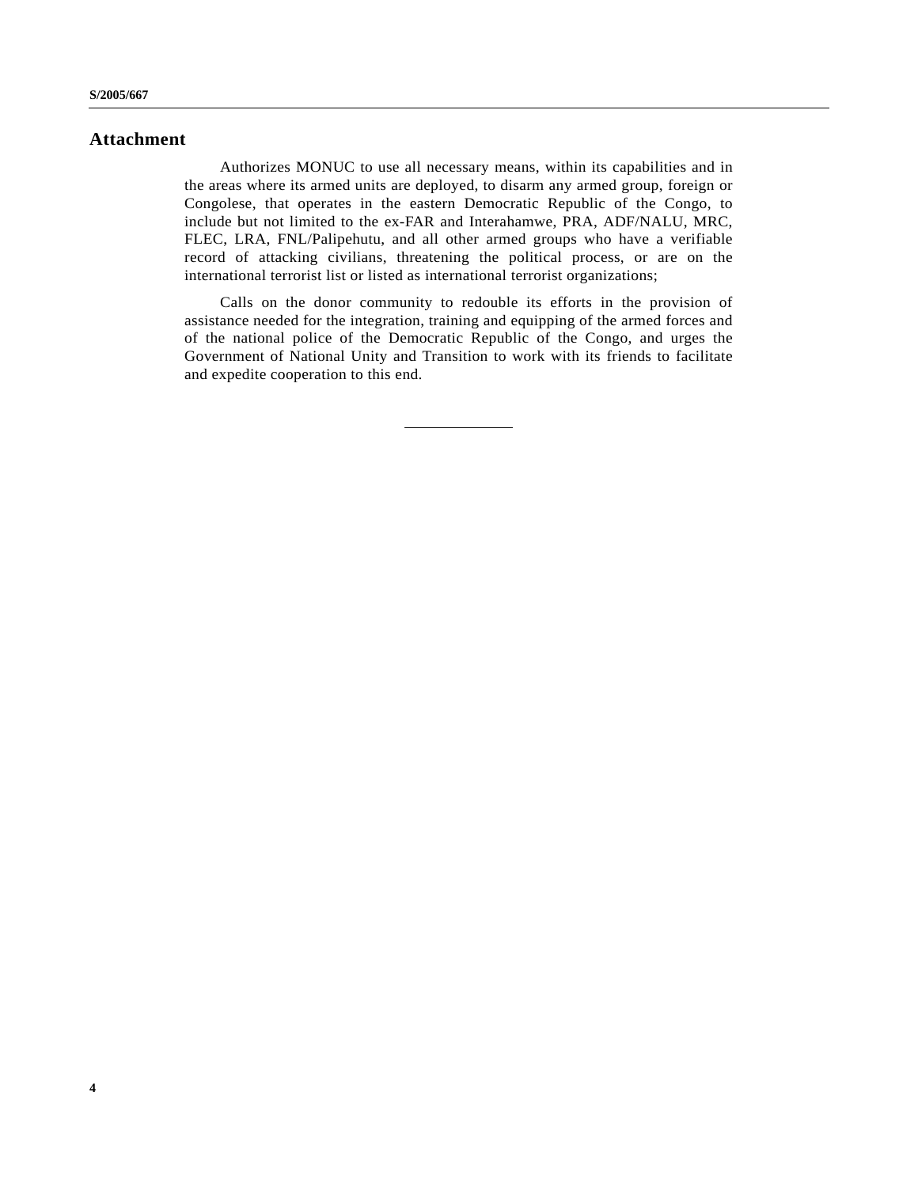## Attachment

Authorizes MONUC to use all necessary means, within its capabilities and in the areas where its armed units are deployed, to disarm any armed group, foreign or Congolese, that operates in the eastern Democratic Republic of the Congo, to include but not limited to the ex-FAR and Interahamwe, PRA, ADF/NALU, MRC, FLEC, LRA, FNL/Palipehutu, and all other armed groups who have a verifiable record of attacking civilians, threatening the political process, or are on the international terrorist list or listed as international terrorist organizations;

Calls on the donor community to redouble its efforts in the provision of assistance needed for the integration, training and equipping of the armed forces and of the national police of the Democratic Republic of the Congo, and urges the Government of National Unity and Transition to work with its friends to facilitate and expedite cooperation to this end.